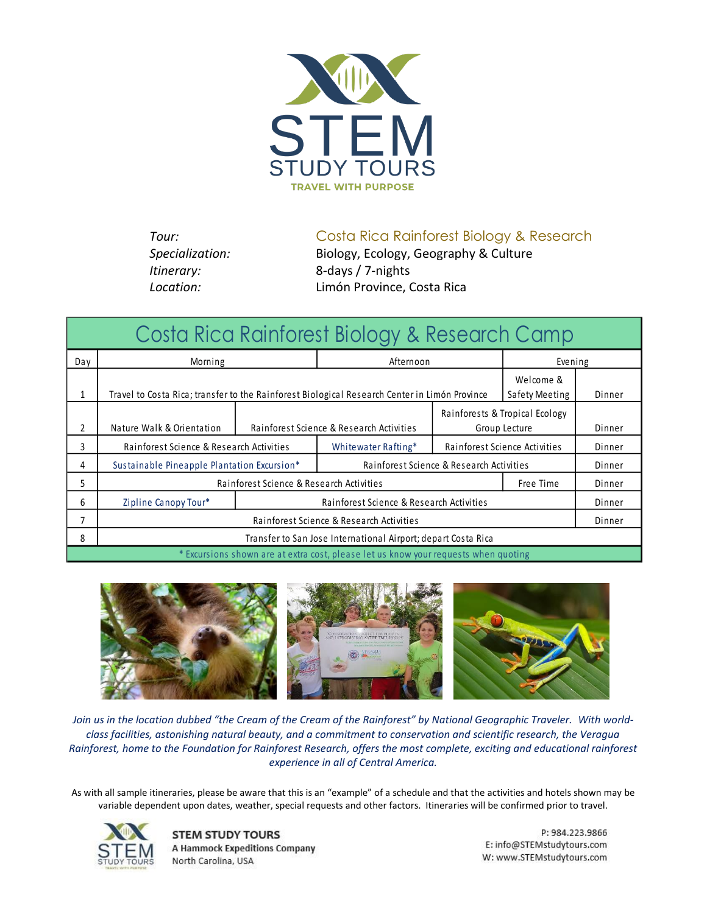# STEM STUDY TOURS

TRAVEL WITH PURPOSE

| | |
|---|---|
| *Tour:* | Costa Rica Rainforest Biology & Research |
| *Specialization:* | Biology, Ecology, Geography & Culture |
| *Itinerary:* | 8-days / 7-nights |
| *Location:* | Limón Province, Costa Rica |

## Costa Rica Rainforest Biology & Research Camp

| Day | Morning | | Afternoon | | Evening | |
|---|---|---|---|---|---|---|
| 1 | Travel to Costa Rica; transfer to the Rainforest Biological Research Center in Limón Province | | | | Welcome & Safety Meeting | Dinner |
| 2 | Nature Walk & Orientation | Rainforest Science & Research Activities | | Rainforests & Tropical Ecology Group Lecture | | Dinner |
| 3 | Rainforest Science & Research Activities | | Whitewater Rafting* | Rainforest Science Activities | | Dinner |
| 4 | Sustainable Pineapple Plantation Excursion* | | Rainforest Science & Research Activities | | | Dinner |
| 5 | Rainforest Science & Research Activities | | | | Free Time | Dinner |
| 6 | Zipline Canopy Tour* | Rainforest Science & Research Activities | | | | Dinner |
| 7 | Rainforest Science & Research Activities | | | | | Dinner |
| 8 | Transfer to San Jose International Airport; depart Costa Rica | | | | | |

\* Excursions shown are at extra cost, please let us know your requests when quoting

*Join us in the location dubbed "the Cream of the Cream of the Rainforest" by National Geographic Traveler. With world-class facilities, astonishing natural beauty, and a commitment to conservation and scientific research, the Veragua Rainforest, home to the Foundation for Rainforest Research, offers the most complete, exciting and educational rainforest experience in all of Central America.*

As with all sample itineraries, please be aware that this is an "example" of a schedule and that the activities and hotels shown may be variable dependent upon dates, weather, special requests and other factors. Itineraries will be confirmed prior to travel.

**STEM STUDY TOURS**
**A Hammock Expeditions Company**
North Carolina, USA

P: 984.223.9866
E: info@STEMstudytours.com
W: www.STEMstudytours.com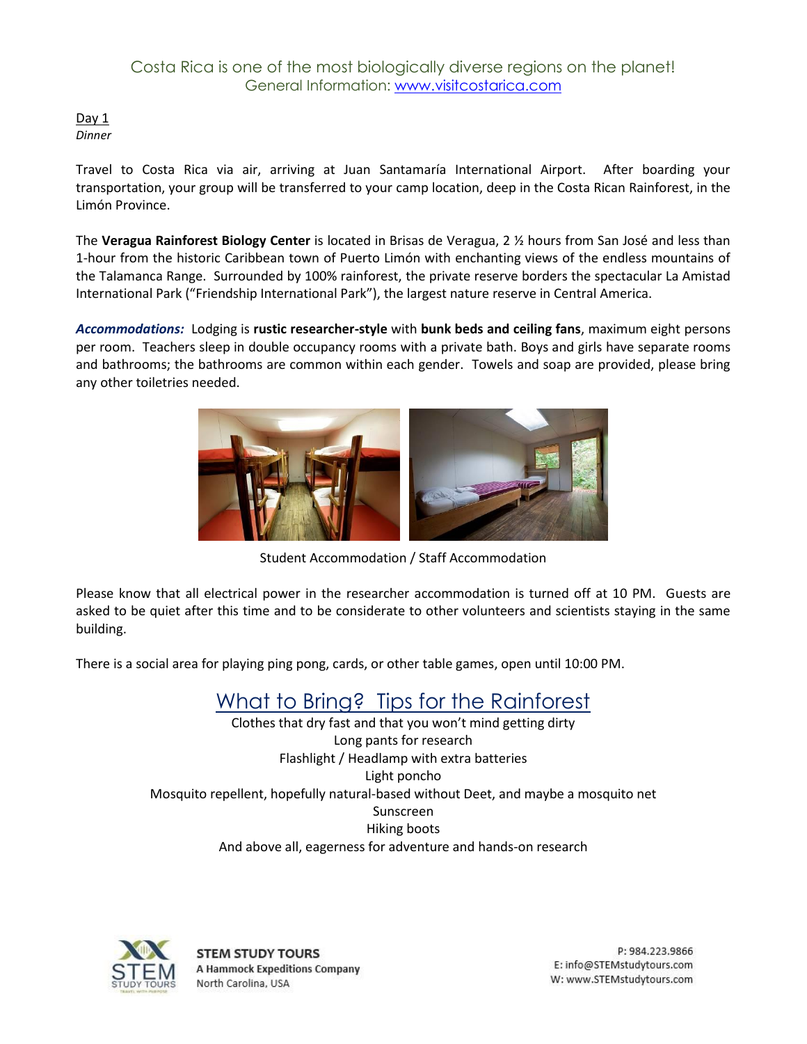Costa Rica is one of the most biologically diverse regions on the planet!
General Information: www.visitcostarica.com

Day 1
*Dinner*

Travel to Costa Rica via air, arriving at Juan Santamaría International Airport. After boarding your transportation, your group will be transferred to your camp location, deep in the Costa Rican Rainforest, in the Limón Province.

The **Veragua Rainforest Biology Center** is located in Brisas de Veragua, 2 ½ hours from San José and less than 1-hour from the historic Caribbean town of Puerto Limón with enchanting views of the endless mountains of the Talamanca Range. Surrounded by 100% rainforest, the private reserve borders the spectacular La Amistad International Park ("Friendship International Park"), the largest nature reserve in Central America.

***Accommodations:*** Lodging is **rustic researcher-style** with **bunk beds and ceiling fans**, maximum eight persons per room. Teachers sleep in double occupancy rooms with a private bath. Boys and girls have separate rooms and bathrooms; the bathrooms are common within each gender. Towels and soap are provided, please bring any other toiletries needed.

Student Accommodation / Staff Accommodation

Please know that all electrical power in the researcher accommodation is turned off at 10 PM. Guests are asked to be quiet after this time and to be considerate to other volunteers and scientists staying in the same building.

There is a social area for playing ping pong, cards, or other table games, open until 10:00 PM.

## What to Bring? Tips for the Rainforest

Clothes that dry fast and that you won't mind getting dirty
Long pants for research
Flashlight / Headlamp with extra batteries
Light poncho
Mosquito repellent, hopefully natural-based without Deet, and maybe a mosquito net
Sunscreen
Hiking boots
And above all, eagerness for adventure and hands-on research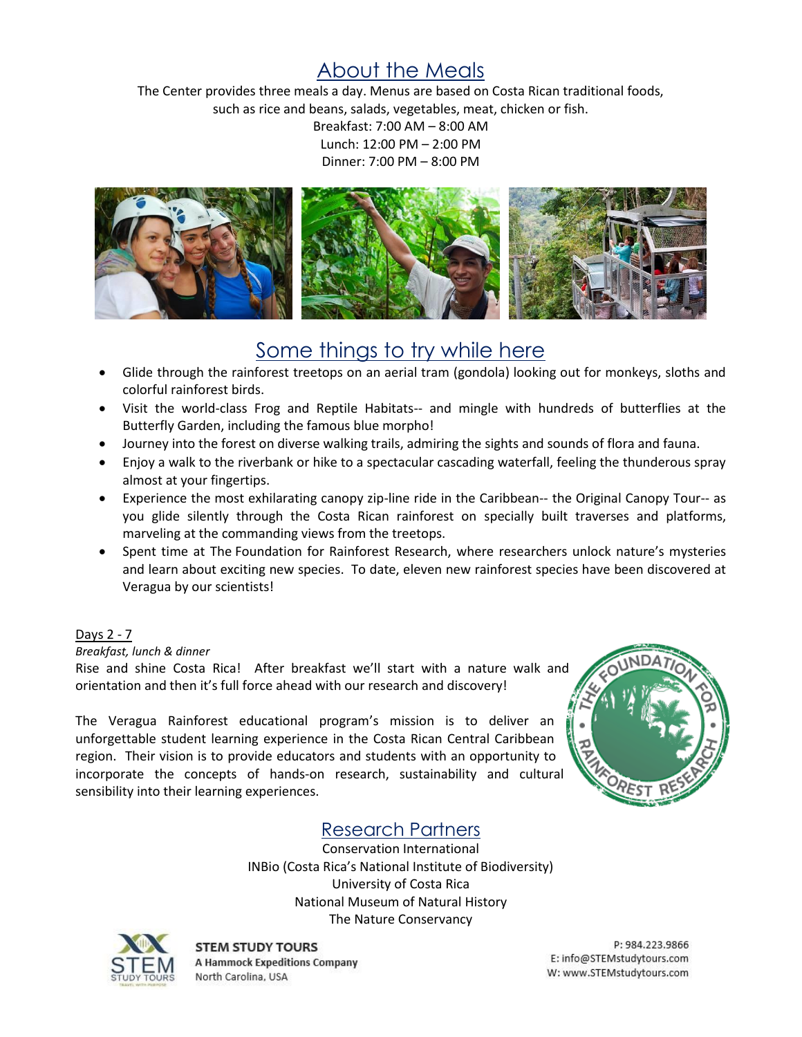## About the Meals

The Center provides three meals a day. Menus are based on Costa Rican traditional foods, such as rice and beans, salads, vegetables, meat, chicken or fish.

Breakfast: 7:00 AM – 8:00 AM
Lunch: 12:00 PM – 2:00 PM
Dinner: 7:00 PM – 8:00 PM

## Some things to try while here

- Glide through the rainforest treetops on an aerial tram (gondola) looking out for monkeys, sloths and colorful rainforest birds.
- Visit the world-class Frog and Reptile Habitats-- and mingle with hundreds of butterflies at the Butterfly Garden, including the famous blue morpho!
- Journey into the forest on diverse walking trails, admiring the sights and sounds of flora and fauna.
- Enjoy a walk to the riverbank or hike to a spectacular cascading waterfall, feeling the thunderous spray almost at your fingertips.
- Experience the most exhilarating canopy zip-line ride in the Caribbean-- the Original Canopy Tour-- as you glide silently through the Costa Rican rainforest on specially built traverses and platforms, marveling at the commanding views from the treetops.
- Spent time at The Foundation for Rainforest Research, where researchers unlock nature's mysteries and learn about exciting new species. To date, eleven new rainforest species have been discovered at Veragua by our scientists!

Days 2 - 7

*Breakfast, lunch & dinner*

Rise and shine Costa Rica! After breakfast we'll start with a nature walk and orientation and then it's full force ahead with our research and discovery!

The Veragua Rainforest educational program's mission is to deliver an unforgettable student learning experience in the Costa Rican Central Caribbean region. Their vision is to provide educators and students with an opportunity to incorporate the concepts of hands-on research, sustainability and cultural sensibility into their learning experiences.

## Research Partners

Conservation International
INBio (Costa Rica's National Institute of Biodiversity)
University of Costa Rica
National Museum of Natural History
The Nature Conservancy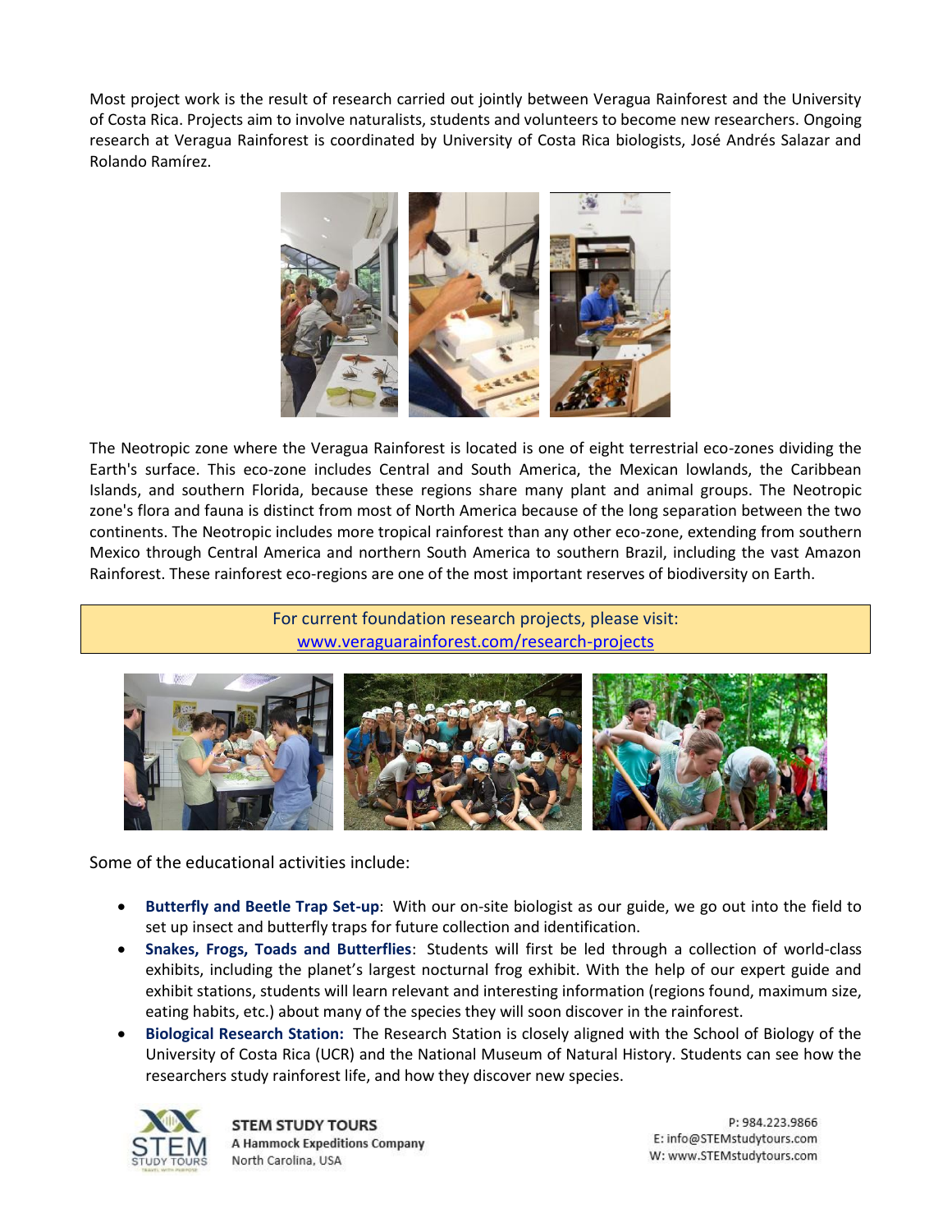Most project work is the result of research carried out jointly between Veragua Rainforest and the University of Costa Rica. Projects aim to involve naturalists, students and volunteers to become new researchers. Ongoing research at Veragua Rainforest is coordinated by University of Costa Rica biologists, José Andrés Salazar and Rolando Ramírez.

The Neotropic zone where the Veragua Rainforest is located is one of eight terrestrial eco-zones dividing the Earth's surface. This eco-zone includes Central and South America, the Mexican lowlands, the Caribbean Islands, and southern Florida, because these regions share many plant and animal groups. The Neotropic zone's flora and fauna is distinct from most of North America because of the long separation between the two continents. The Neotropic includes more tropical rainforest than any other eco-zone, extending from southern Mexico through Central America and northern South America to southern Brazil, including the vast Amazon Rainforest. These rainforest eco-regions are one of the most important reserves of biodiversity on Earth.

For current foundation research projects, please visit:
[www.veraguarainforest.com/research-projects](http://www.veraguarainforest.com/research-projects)

Some of the educational activities include:

- **Butterfly and Beetle Trap Set-up**: With our on-site biologist as our guide, we go out into the field to set up insect and butterfly traps for future collection and identification.
- **Snakes, Frogs, Toads and Butterflies**: Students will first be led through a collection of world-class exhibits, including the planet's largest nocturnal frog exhibit. With the help of our expert guide and exhibit stations, students will learn relevant and interesting information (regions found, maximum size, eating habits, etc.) about many of the species they will soon discover in the rainforest.
- **Biological Research Station:** The Research Station is closely aligned with the School of Biology of the University of Costa Rica (UCR) and the National Museum of Natural History. Students can see how the researchers study rainforest life, and how they discover new species.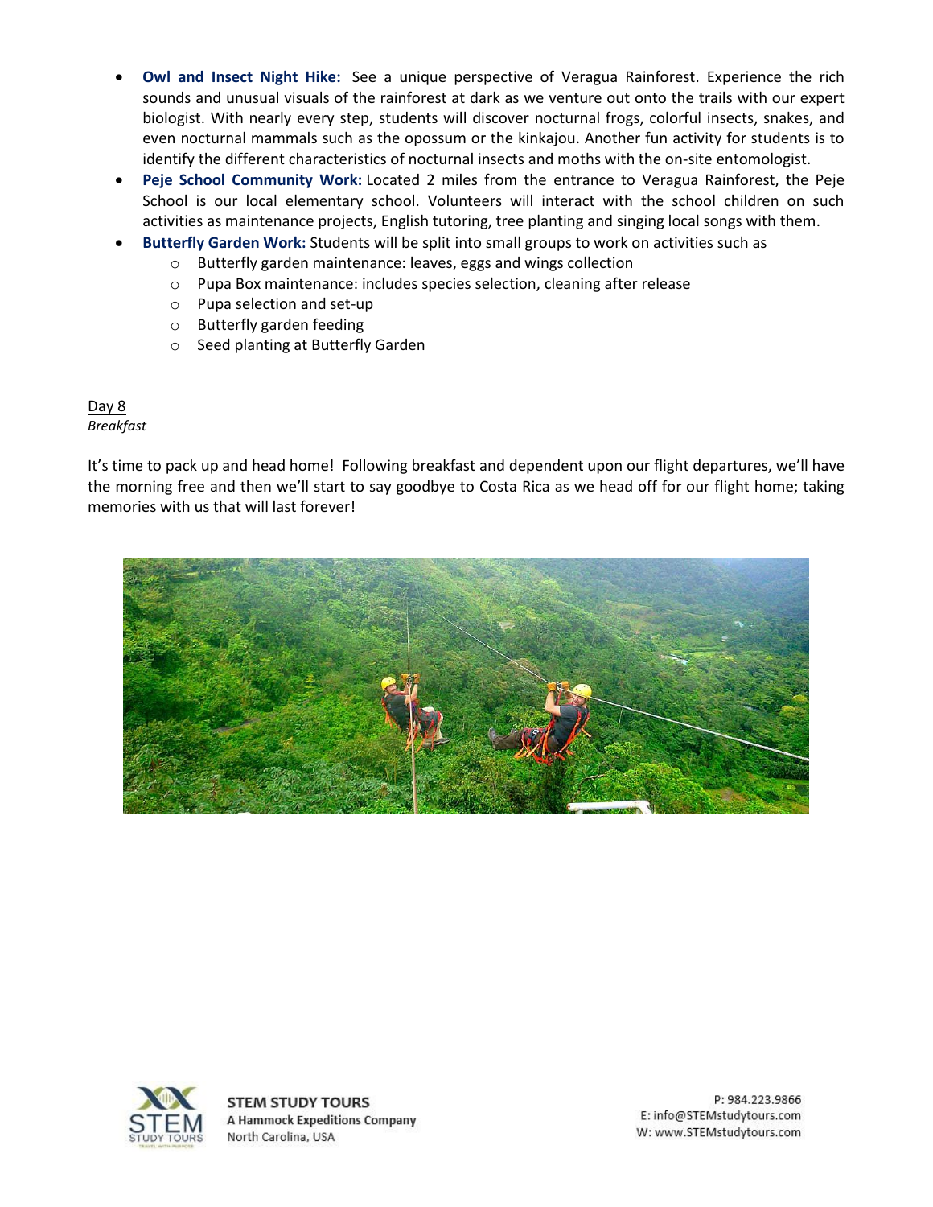- **Owl and Insect Night Hike:** See a unique perspective of Veragua Rainforest. Experience the rich sounds and unusual visuals of the rainforest at dark as we venture out onto the trails with our expert biologist. With nearly every step, students will discover nocturnal frogs, colorful insects, snakes, and even nocturnal mammals such as the opossum or the kinkajou. Another fun activity for students is to identify the different characteristics of nocturnal insects and moths with the on-site entomologist.
- **Peje School Community Work:** Located 2 miles from the entrance to Veragua Rainforest, the Peje School is our local elementary school. Volunteers will interact with the school children on such activities as maintenance projects, English tutoring, tree planting and singing local songs with them.
- **Butterfly Garden Work:** Students will be split into small groups to work on activities such as
  - Butterfly garden maintenance: leaves, eggs and wings collection
  - Pupa Box maintenance: includes species selection, cleaning after release
  - Pupa selection and set-up
  - Butterfly garden feeding
  - Seed planting at Butterfly Garden

Day 8
*Breakfast*

It's time to pack up and head home! Following breakfast and dependent upon our flight departures, we'll have the morning free and then we'll start to say goodbye to Costa Rica as we head off for our flight home; taking memories with us that will last forever!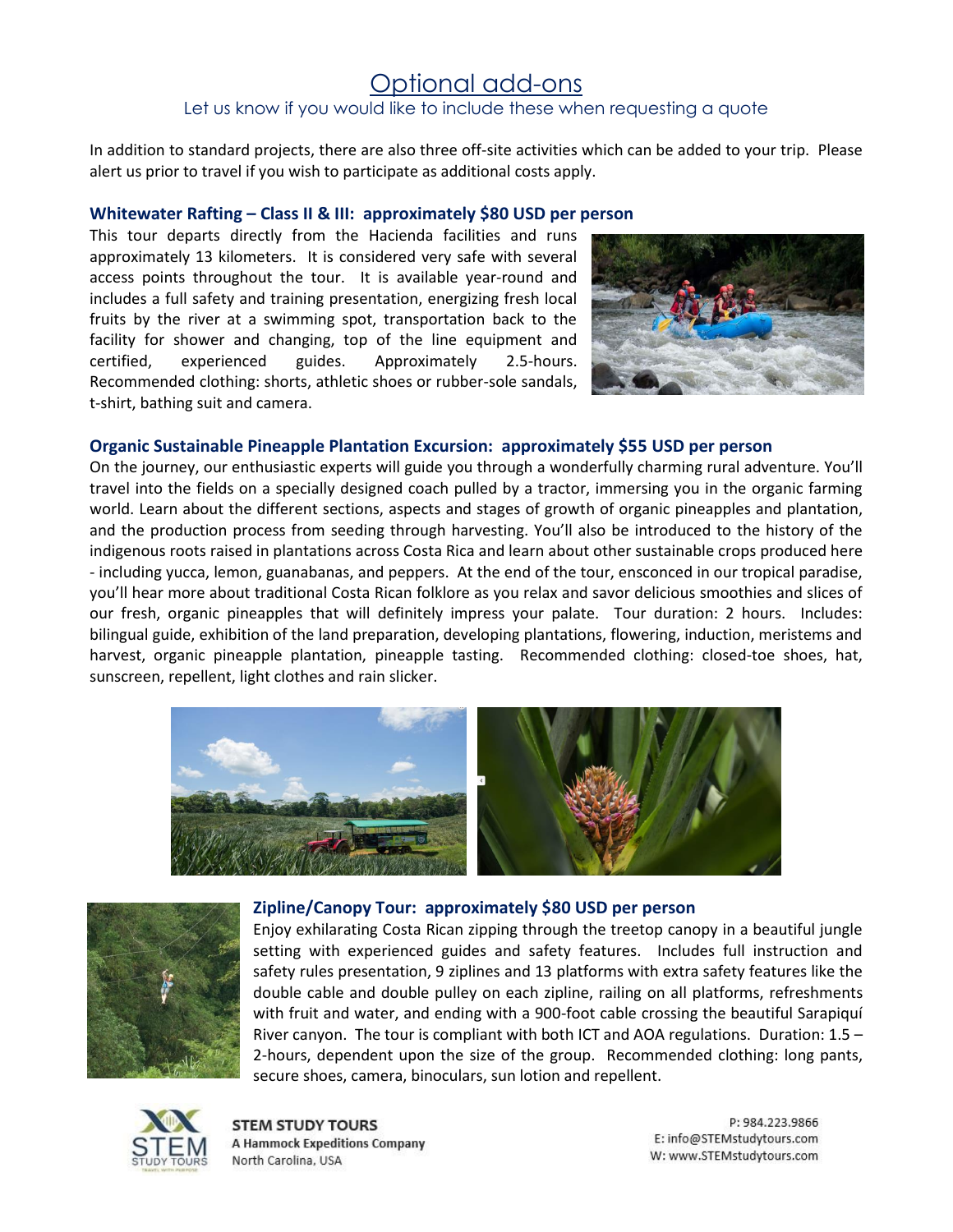# Optional add-ons

Let us know if you would like to include these when requesting a quote

In addition to standard projects, there are also three off-site activities which can be added to your trip. Please alert us prior to travel if you wish to participate as additional costs apply.

### Whitewater Rafting – Class II & III: approximately $80 USD per person

This tour departs directly from the Hacienda facilities and runs approximately 13 kilometers. It is considered very safe with several access points throughout the tour. It is available year-round and includes a full safety and training presentation, energizing fresh local fruits by the river at a swimming spot, transportation back to the facility for shower and changing, top of the line equipment and certified, experienced guides. Approximately 2.5-hours. Recommended clothing: shorts, athletic shoes or rubber-sole sandals, t-shirt, bathing suit and camera.

### Organic Sustainable Pineapple Plantation Excursion: approximately $55 USD per person

On the journey, our enthusiastic experts will guide you through a wonderfully charming rural adventure. You'll travel into the fields on a specially designed coach pulled by a tractor, immersing you in the organic farming world. Learn about the different sections, aspects and stages of growth of organic pineapples and plantation, and the production process from seeding through harvesting. You'll also be introduced to the history of the indigenous roots raised in plantations across Costa Rica and learn about other sustainable crops produced here - including yucca, lemon, guanabanas, and peppers. At the end of the tour, ensconced in our tropical paradise, you'll hear more about traditional Costa Rican folklore as you relax and savor delicious smoothies and slices of our fresh, organic pineapples that will definitely impress your palate. Tour duration: 2 hours. Includes: bilingual guide, exhibition of the land preparation, developing plantations, flowering, induction, meristems and harvest, organic pineapple plantation, pineapple tasting. Recommended clothing: closed-toe shoes, hat, sunscreen, repellent, light clothes and rain slicker.

### Zipline/Canopy Tour: approximately $80 USD per person

Enjoy exhilarating Costa Rican zipping through the treetop canopy in a beautiful jungle setting with experienced guides and safety features. Includes full instruction and safety rules presentation, 9 ziplines and 13 platforms with extra safety features like the double cable and double pulley on each zipline, railing on all platforms, refreshments with fruit and water, and ending with a 900-foot cable crossing the beautiful Sarapiquí River canyon. The tour is compliant with both ICT and AOA regulations. Duration: 1.5 – 2-hours, dependent upon the size of the group. Recommended clothing: long pants, secure shoes, camera, binoculars, sun lotion and repellent.

**STEM STUDY TOURS**
A Hammock Expeditions Company
North Carolina, USA

P: 984.223.9866
E: info@STEMstudytours.com
W: www.STEMstudytours.com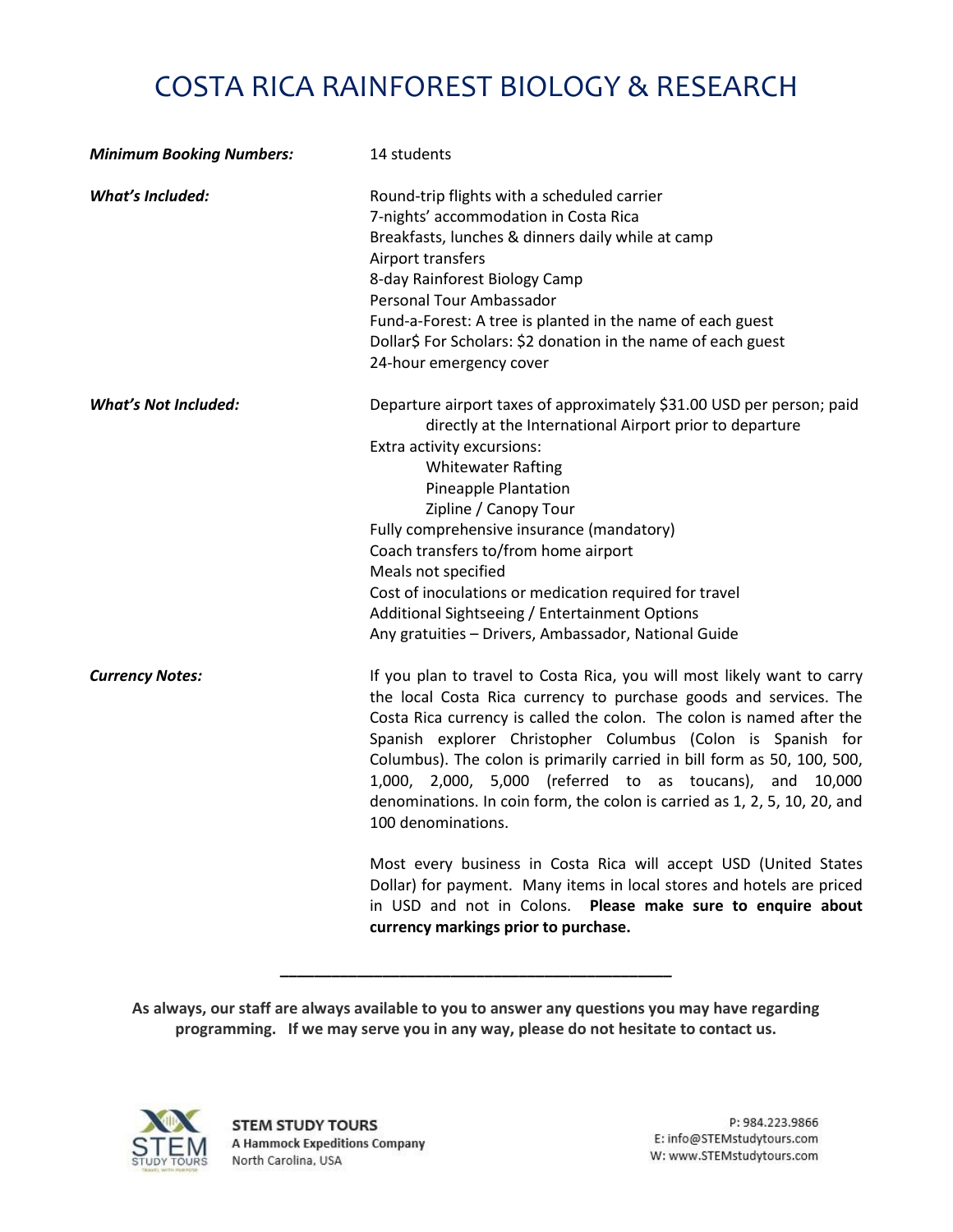# COSTA RICA RAINFOREST BIOLOGY & RESEARCH

***Minimum Booking Numbers:*** 14 students

***What's Included:***

- Round-trip flights with a scheduled carrier
- 7-nights' accommodation in Costa Rica
- Breakfasts, lunches & dinners daily while at camp
- Airport transfers
- 8-day Rainforest Biology Camp
- Personal Tour Ambassador
- Fund-a-Forest: A tree is planted in the name of each guest
- Dollar$ For Scholars: $2 donation in the name of each guest
- 24-hour emergency cover

***What's Not Included:***

- Departure airport taxes of approximately $31.00 USD per person; paid directly at the International Airport prior to departure
- Extra activity excursions:
  - Whitewater Rafting
  - Pineapple Plantation
  - Zipline / Canopy Tour
- Fully comprehensive insurance (mandatory)
- Coach transfers to/from home airport
- Meals not specified
- Cost of inoculations or medication required for travel
- Additional Sightseeing / Entertainment Options
- Any gratuities – Drivers, Ambassador, National Guide

***Currency Notes:***

If you plan to travel to Costa Rica, you will most likely want to carry the local Costa Rica currency to purchase goods and services. The Costa Rica currency is called the colon. The colon is named after the Spanish explorer Christopher Columbus (Colon is Spanish for Columbus). The colon is primarily carried in bill form as 50, 100, 500, 1,000, 2,000, 5,000 (referred to as toucans), and 10,000 denominations. In coin form, the colon is carried as 1, 2, 5, 10, 20, and 100 denominations.

Most every business in Costa Rica will accept USD (United States Dollar) for payment. Many items in local stores and hotels are priced in USD and not in Colons. **Please make sure to enquire about currency markings prior to purchase.**

---

**As always, our staff are always available to you to answer any questions you may have regarding programming. If we may serve you in any way, please do not hesitate to contact us.**

**STEM STUDY TOURS**
**A Hammock Expeditions Company**
North Carolina, USA

P: 984.223.9866
E: info@STEMstudytours.com
W: www.STEMstudytours.com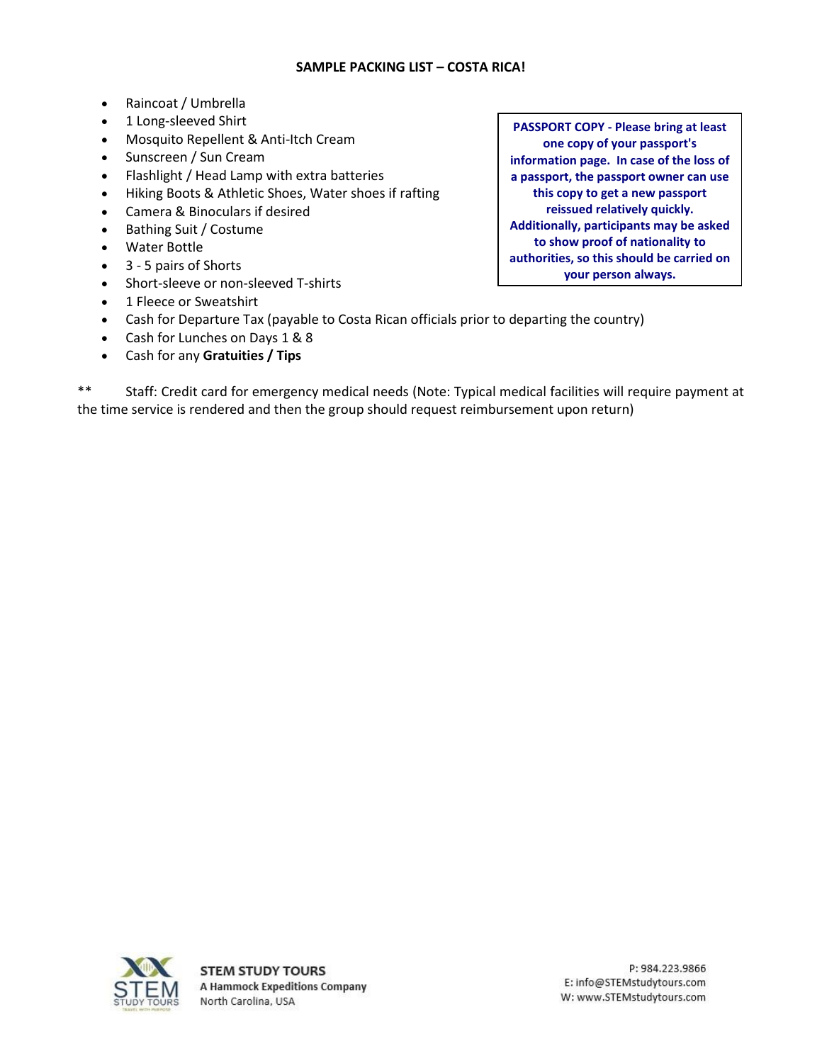**SAMPLE PACKING LIST – COSTA RICA!**

- Raincoat / Umbrella
- 1 Long-sleeved Shirt
- Mosquito Repellent & Anti-Itch Cream
- Sunscreen / Sun Cream
- Flashlight / Head Lamp with extra batteries
- Hiking Boots & Athletic Shoes, Water shoes if rafting
- Camera & Binoculars if desired
- Bathing Suit / Costume
- Water Bottle
- 3 - 5 pairs of Shorts
- Short-sleeve or non-sleeved T-shirts
- 1 Fleece or Sweatshirt
- Cash for Departure Tax (payable to Costa Rican officials prior to departing the country)
- Cash for Lunches on Days 1 & 8
- Cash for any **Gratuities / Tips**

**PASSPORT COPY - Please bring at least one copy of your passport's information page. In case of the loss of a passport, the passport owner can use this copy to get a new passport reissued relatively quickly. Additionally, participants may be asked to show proof of nationality to authorities, so this should be carried on your person always.**

** Staff: Credit card for emergency medical needs (Note: Typical medical facilities will require payment at the time service is rendered and then the group should request reimbursement upon return)